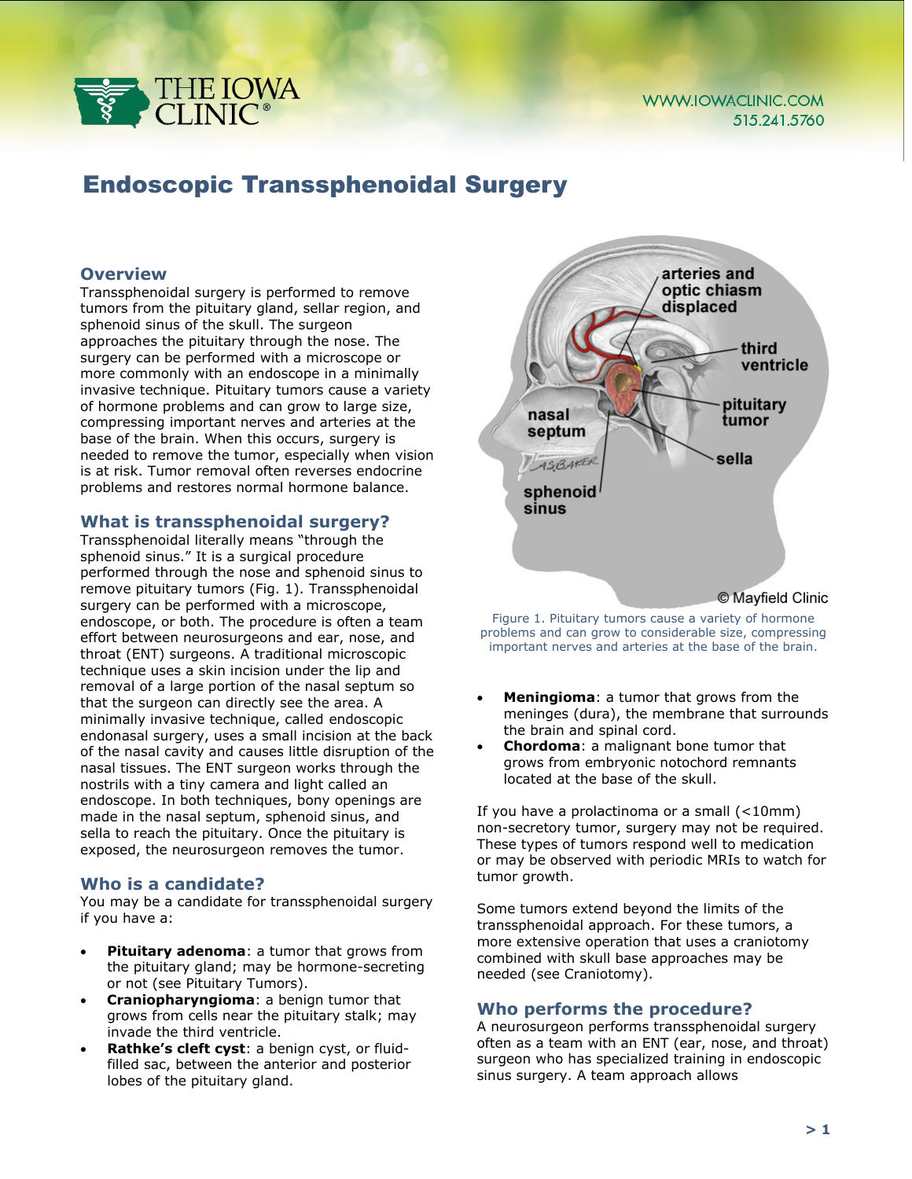# Endoscopic Transsphenoidal Surgery

## Overview

Transsphenoidal surgery is performed to remove tumors from the pituitary gland, sellar region, and sphenoid sinus of the skull. The surgeon approaches the pituitary through the nose. The surgery can be performed with a microscope or more commonly with an endoscope in a minimally invasive technique. Pituitary tumors cause a variety of hormone problems and can grow to large size, compressing important nerves and arteries at the base of the brain. When this occurs, surgery is needed to remove the tumor, especially when vision is at risk. Tumor removal often reverses endocrine problems and restores normal hormone balance.

## What is transsphenoidal surgery?

Transsphenoidal literally means "through the sphenoid sinus." It is a surgical procedure performed through the nose and sphenoid sinus to remove pituitary tumors (Fig. 1). Transsphenoidal surgery can be performed with a microscope, endoscope, or both. The procedure is often a team effort between neurosurgeons and ear, nose, and throat (ENT) surgeons. A traditional microscopic technique uses a skin incision under the lip and removal of a large portion of the nasal septum so that the surgeon can directly see the area. A minimally invasive technique, called endoscopic endonasal surgery, uses a small incision at the back of the nasal cavity and causes little disruption of the nasal tissues. The ENT surgeon works through the nostrils with a tiny camera and light called an endoscope. In both techniques, bony openings are made in the nasal septum, sphenoid sinus, and sella to reach the pituitary. Once the pituitary is exposed, the neurosurgeon removes the tumor.

## Who is a candidate?

You may be a candidate for transsphenoidal surgery if you have a:

- **Pituitary adenoma**: a tumor that grows from the pituitary gland; may be hormone-secreting or not (see Pituitary Tumors).
- **Craniopharyngioma**: a benign tumor that grows from cells near the pituitary stalk; may invade the third ventricle.
- **Rathke's cleft cyst**: a benign cyst, or fluid-filled sac, between the anterior and posterior lobes of the pituitary gland.

arteries and optic chiasm displaced

third ventricle

pituitary tumor

nasal septum

sella

sphenoid sinus

© Mayfield Clinic

Figure 1. Pituitary tumors cause a variety of hormone problems and can grow to considerable size, compressing important nerves and arteries at the base of the brain.

- **Meningioma**: a tumor that grows from the meninges (dura), the membrane that surrounds the brain and spinal cord.
- **Chordoma**: a malignant bone tumor that grows from embryonic notochord remnants located at the base of the skull.

If you have a prolactinoma or a small (<10mm) non-secretory tumor, surgery may not be required. These types of tumors respond well to medication or may be observed with periodic MRIs to watch for tumor growth.

Some tumors extend beyond the limits of the transsphenoidal approach. For these tumors, a more extensive operation that uses a craniotomy combined with skull base approaches may be needed (see Craniotomy).

## Who performs the procedure?

A neurosurgeon performs transsphenoidal surgery often as a team with an ENT (ear, nose, and throat) surgeon who has specialized training in endoscopic sinus surgery. A team approach allows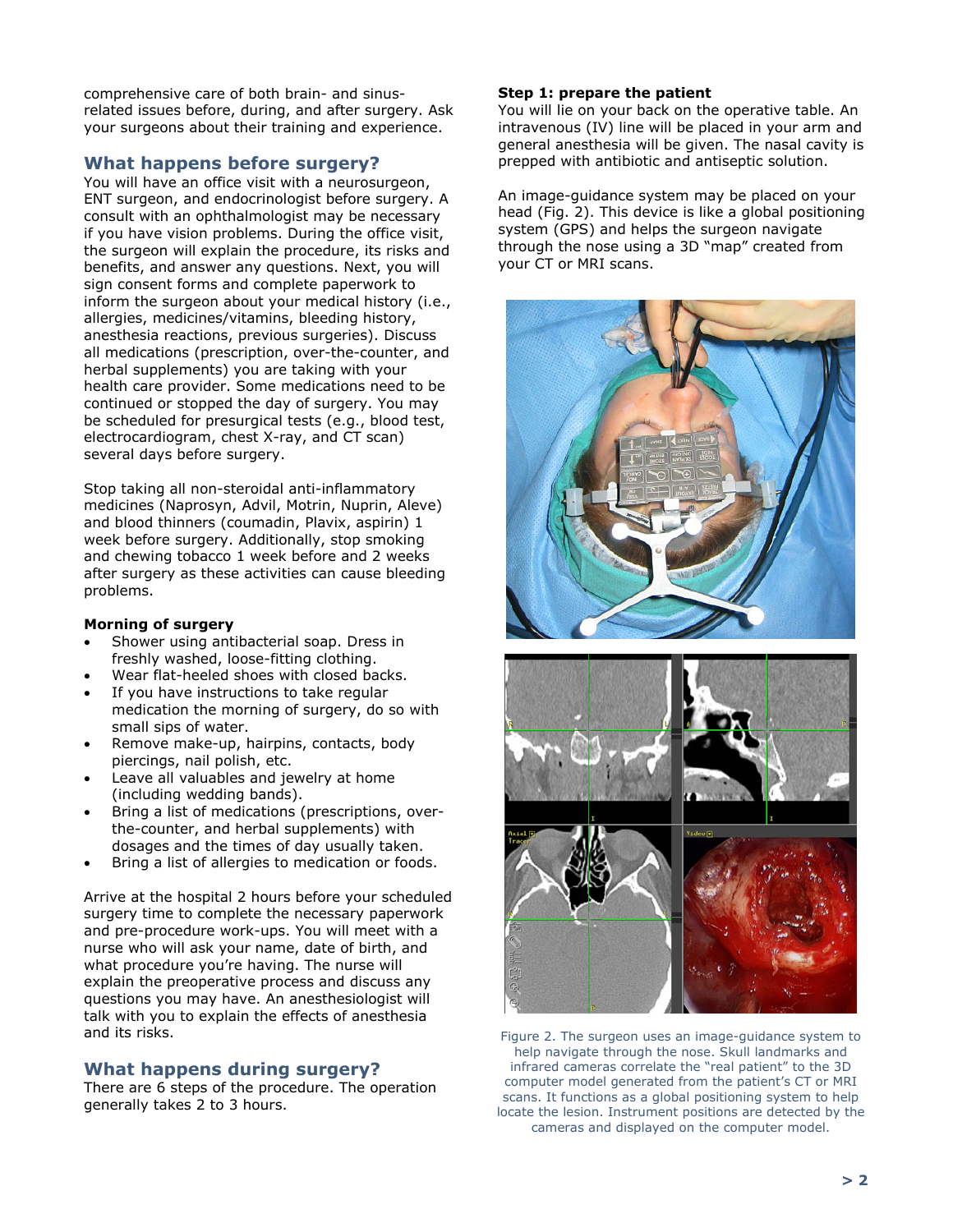comprehensive care of both brain- and sinus-related issues before, during, and after surgery. Ask your surgeons about their training and experience.

## What happens before surgery?

You will have an office visit with a neurosurgeon, ENT surgeon, and endocrinologist before surgery. A consult with an ophthalmologist may be necessary if you have vision problems. During the office visit, the surgeon will explain the procedure, its risks and benefits, and answer any questions. Next, you will sign consent forms and complete paperwork to inform the surgeon about your medical history (i.e., allergies, medicines/vitamins, bleeding history, anesthesia reactions, previous surgeries). Discuss all medications (prescription, over-the-counter, and herbal supplements) you are taking with your health care provider. Some medications need to be continued or stopped the day of surgery. You may be scheduled for presurgical tests (e.g., blood test, electrocardiogram, chest X-ray, and CT scan) several days before surgery.

Stop taking all non-steroidal anti-inflammatory medicines (Naprosyn, Advil, Motrin, Nuprin, Aleve) and blood thinners (coumadin, Plavix, aspirin) 1 week before surgery. Additionally, stop smoking and chewing tobacco 1 week before and 2 weeks after surgery as these activities can cause bleeding problems.

### Morning of surgery

- Shower using antibacterial soap. Dress in freshly washed, loose-fitting clothing.
- Wear flat-heeled shoes with closed backs.
- If you have instructions to take regular medication the morning of surgery, do so with small sips of water.
- Remove make-up, hairpins, contacts, body piercings, nail polish, etc.
- Leave all valuables and jewelry at home (including wedding bands).
- Bring a list of medications (prescriptions, over-the-counter, and herbal supplements) with dosages and the times of day usually taken.
- Bring a list of allergies to medication or foods.

Arrive at the hospital 2 hours before your scheduled surgery time to complete the necessary paperwork and pre-procedure work-ups. You will meet with a nurse who will ask your name, date of birth, and what procedure you're having. The nurse will explain the preoperative process and discuss any questions you may have. An anesthesiologist will talk with you to explain the effects of anesthesia and its risks.

## What happens during surgery?

There are 6 steps of the procedure. The operation generally takes 2 to 3 hours.

### Step 1: prepare the patient

You will lie on your back on the operative table. An intravenous (IV) line will be placed in your arm and general anesthesia will be given. The nasal cavity is prepped with antibiotic and antiseptic solution.

An image-guidance system may be placed on your head (Fig. 2). This device is like a global positioning system (GPS) and helps the surgeon navigate through the nose using a 3D "map" created from your CT or MRI scans.

Figure 2. The surgeon uses an image-guidance system to help navigate through the nose. Skull landmarks and infrared cameras correlate the "real patient" to the 3D computer model generated from the patient's CT or MRI scans. It functions as a global positioning system to help locate the lesion. Instrument positions are detected by the cameras and displayed on the computer model.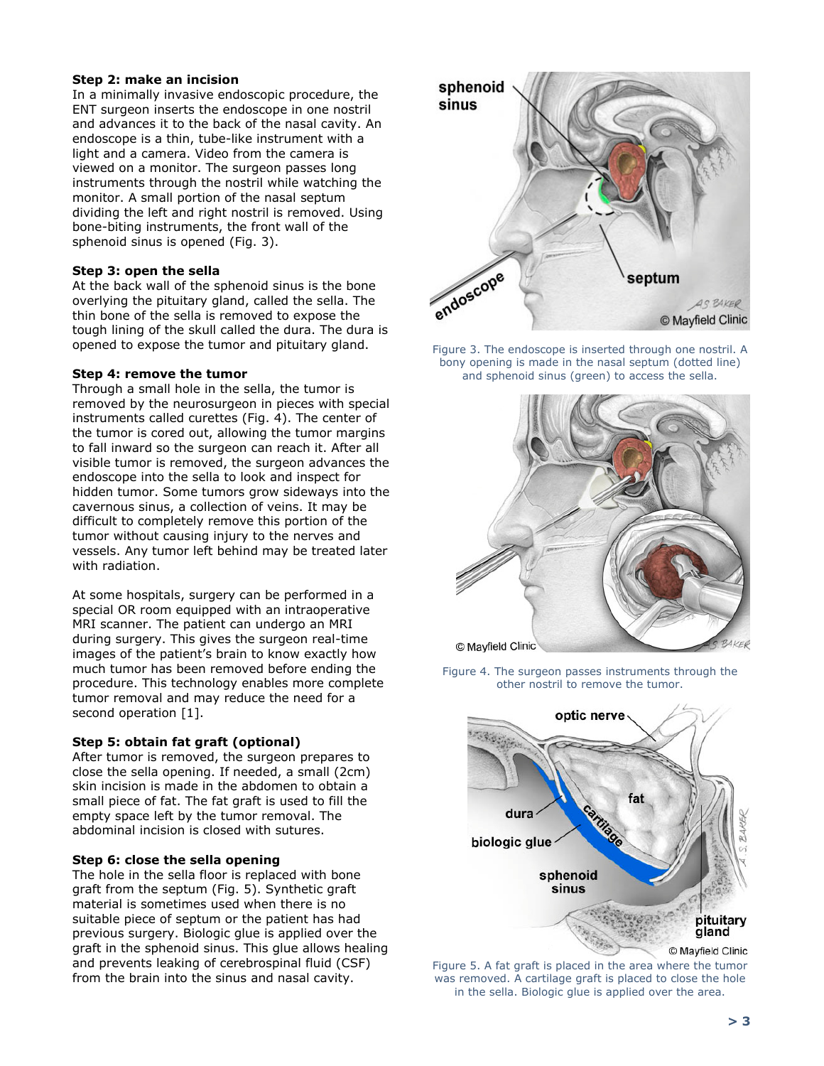**Step 2: make an incision**

In a minimally invasive endoscopic procedure, the ENT surgeon inserts the endoscope in one nostril and advances it to the back of the nasal cavity. An endoscope is a thin, tube-like instrument with a light and a camera. Video from the camera is viewed on a monitor. The surgeon passes long instruments through the nostril while watching the monitor. A small portion of the nasal septum dividing the left and right nostril is removed. Using bone-biting instruments, the front wall of the sphenoid sinus is opened (Fig. 3).

**Step 3: open the sella**

At the back wall of the sphenoid sinus is the bone overlying the pituitary gland, called the sella. The thin bone of the sella is removed to expose the tough lining of the skull called the dura. The dura is opened to expose the tumor and pituitary gland.

**Step 4: remove the tumor**

Through a small hole in the sella, the tumor is removed by the neurosurgeon in pieces with special instruments called curettes (Fig. 4). The center of the tumor is cored out, allowing the tumor margins to fall inward so the surgeon can reach it. After all visible tumor is removed, the surgeon advances the endoscope into the sella to look and inspect for hidden tumor. Some tumors grow sideways into the cavernous sinus, a collection of veins. It may be difficult to completely remove this portion of the tumor without causing injury to the nerves and vessels. Any tumor left behind may be treated later with radiation.

At some hospitals, surgery can be performed in a special OR room equipped with an intraoperative MRI scanner. The patient can undergo an MRI during surgery. This gives the surgeon real-time images of the patient's brain to know exactly how much tumor has been removed before ending the procedure. This technology enables more complete tumor removal and may reduce the need for a second operation [1].

**Step 5: obtain fat graft (optional)**

After tumor is removed, the surgeon prepares to close the sella opening. If needed, a small (2cm) skin incision is made in the abdomen to obtain a small piece of fat. The fat graft is used to fill the empty space left by the tumor removal. The abdominal incision is closed with sutures.

**Step 6: close the sella opening**

The hole in the sella floor is replaced with bone graft from the septum (Fig. 5). Synthetic graft material is sometimes used when there is no suitable piece of septum or the patient has had previous surgery. Biologic glue is applied over the graft in the sphenoid sinus. This glue allows healing and prevents leaking of cerebrospinal fluid (CSF) from the brain into the sinus and nasal cavity.

sphenoid sinus

septum

endoscope

© Mayfield Clinic

Figure 3. The endoscope is inserted through one nostril. A bony opening is made in the nasal septum (dotted line) and sphenoid sinus (green) to access the sella.

© Mayfield Clinic

Figure 4. The surgeon passes instruments through the other nostril to remove the tumor.

optic nerve

fat

dura

cartilage

biologic glue

sphenoid sinus

pituitary gland

© Mayfield Clinic

Figure 5. A fat graft is placed in the area where the tumor was removed. A cartilage graft is placed to close the hole in the sella. Biologic glue is applied over the area.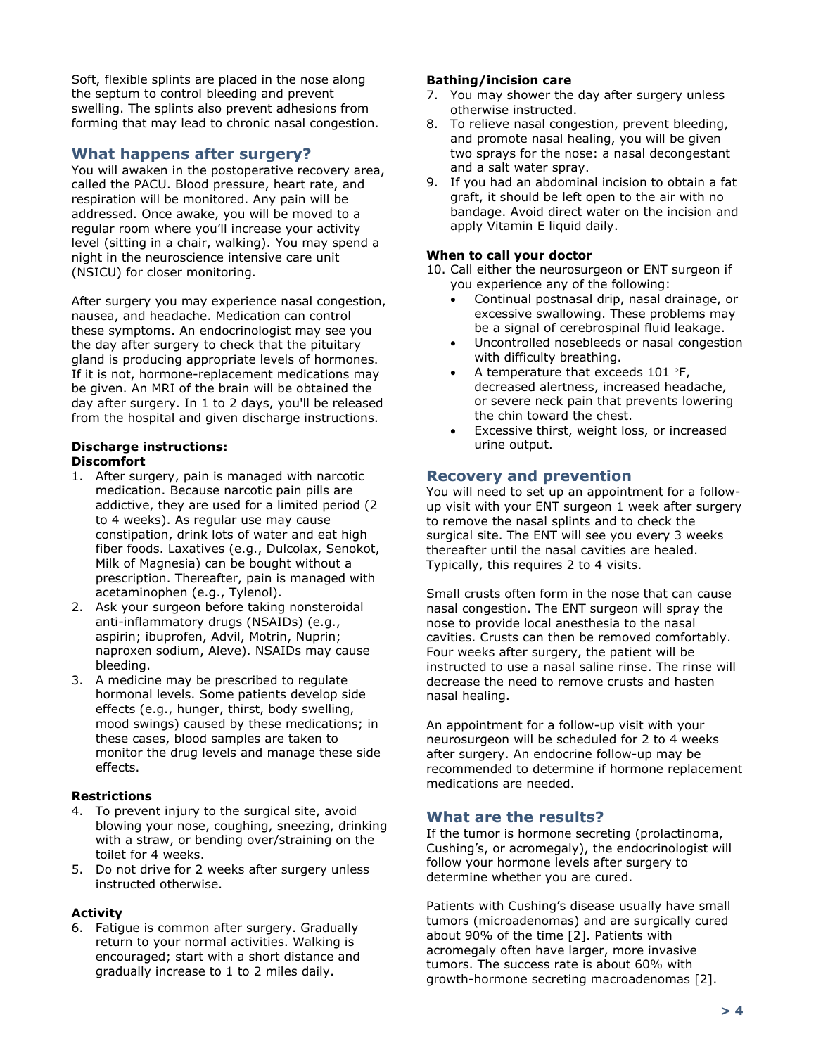Soft, flexible splints are placed in the nose along the septum to control bleeding and prevent swelling. The splints also prevent adhesions from forming that may lead to chronic nasal congestion.

## What happens after surgery?

You will awaken in the postoperative recovery area, called the PACU. Blood pressure, heart rate, and respiration will be monitored. Any pain will be addressed. Once awake, you will be moved to a regular room where you'll increase your activity level (sitting in a chair, walking). You may spend a night in the neuroscience intensive care unit (NSICU) for closer monitoring.

After surgery you may experience nasal congestion, nausea, and headache. Medication can control these symptoms. An endocrinologist may see you the day after surgery to check that the pituitary gland is producing appropriate levels of hormones. If it is not, hormone-replacement medications may be given. An MRI of the brain will be obtained the day after surgery. In 1 to 2 days, you'll be released from the hospital and given discharge instructions.

**Discharge instructions:**

**Discomfort**

1. After surgery, pain is managed with narcotic medication. Because narcotic pain pills are addictive, they are used for a limited period (2 to 4 weeks). As regular use may cause constipation, drink lots of water and eat high fiber foods. Laxatives (e.g., Dulcolax, Senokot, Milk of Magnesia) can be bought without a prescription. Thereafter, pain is managed with acetaminophen (e.g., Tylenol).
2. Ask your surgeon before taking nonsteroidal anti-inflammatory drugs (NSAIDs) (e.g., aspirin; ibuprofen, Advil, Motrin, Nuprin; naproxen sodium, Aleve). NSAIDs may cause bleeding.
3. A medicine may be prescribed to regulate hormonal levels. Some patients develop side effects (e.g., hunger, thirst, body swelling, mood swings) caused by these medications; in these cases, blood samples are taken to monitor the drug levels and manage these side effects.

**Restrictions**

4. To prevent injury to the surgical site, avoid blowing your nose, coughing, sneezing, drinking with a straw, or bending over/straining on the toilet for 4 weeks.
5. Do not drive for 2 weeks after surgery unless instructed otherwise.

**Activity**

6. Fatigue is common after surgery. Gradually return to your normal activities. Walking is encouraged; start with a short distance and gradually increase to 1 to 2 miles daily.

**Bathing/incision care**

7. You may shower the day after surgery unless otherwise instructed.
8. To relieve nasal congestion, prevent bleeding, and promote nasal healing, you will be given two sprays for the nose: a nasal decongestant and a salt water spray.
9. If you had an abdominal incision to obtain a fat graft, it should be left open to the air with no bandage. Avoid direct water on the incision and apply Vitamin E liquid daily.

**When to call your doctor**

10. Call either the neurosurgeon or ENT surgeon if you experience any of the following:
    - Continual postnasal drip, nasal drainage, or excessive swallowing. These problems may be a signal of cerebrospinal fluid leakage.
    - Uncontrolled nosebleeds or nasal congestion with difficulty breathing.
    - A temperature that exceeds 101 °F, decreased alertness, increased headache, or severe neck pain that prevents lowering the chin toward the chest.
    - Excessive thirst, weight loss, or increased urine output.

## Recovery and prevention

You will need to set up an appointment for a follow-up visit with your ENT surgeon 1 week after surgery to remove the nasal splints and to check the surgical site. The ENT will see you every 3 weeks thereafter until the nasal cavities are healed. Typically, this requires 2 to 4 visits.

Small crusts often form in the nose that can cause nasal congestion. The ENT surgeon will spray the nose to provide local anesthesia to the nasal cavities. Crusts can then be removed comfortably. Four weeks after surgery, the patient will be instructed to use a nasal saline rinse. The rinse will decrease the need to remove crusts and hasten nasal healing.

An appointment for a follow-up visit with your neurosurgeon will be scheduled for 2 to 4 weeks after surgery. An endocrine follow-up may be recommended to determine if hormone replacement medications are needed.

## What are the results?

If the tumor is hormone secreting (prolactinoma, Cushing's, or acromegaly), the endocrinologist will follow your hormone levels after surgery to determine whether you are cured.

Patients with Cushing's disease usually have small tumors (microadenomas) and are surgically cured about 90% of the time [2]. Patients with acromegaly often have larger, more invasive tumors. The success rate is about 60% with growth-hormone secreting macroadenomas [2].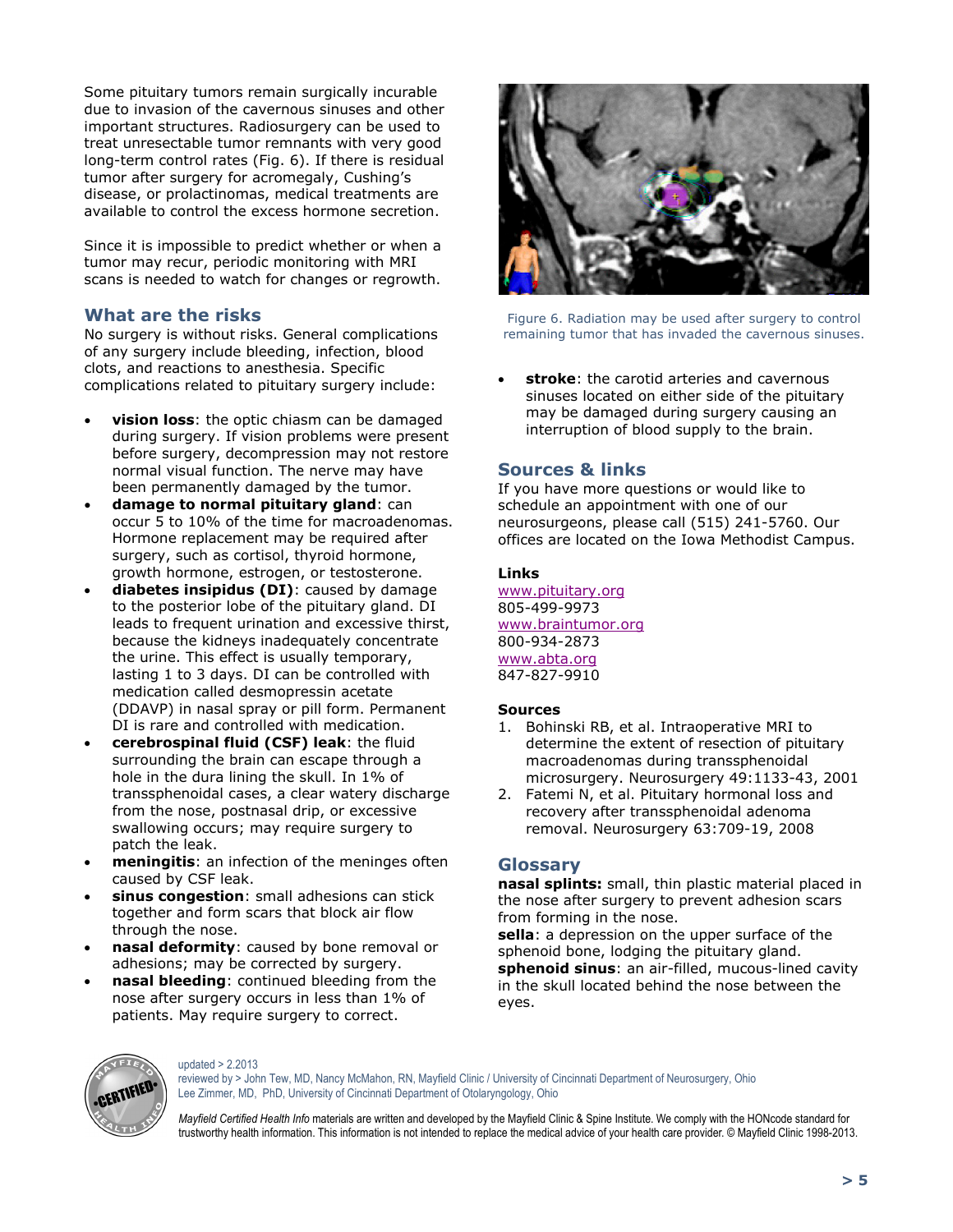Some pituitary tumors remain surgically incurable due to invasion of the cavernous sinuses and other important structures. Radiosurgery can be used to treat unresectable tumor remnants with very good long-term control rates (Fig. 6). If there is residual tumor after surgery for acromegaly, Cushing's disease, or prolactinomas, medical treatments are available to control the excess hormone secretion.

Since it is impossible to predict whether or when a tumor may recur, periodic monitoring with MRI scans is needed to watch for changes or regrowth.

Figure 6. Radiation may be used after surgery to control remaining tumor that has invaded the cavernous sinuses.

## What are the risks

No surgery is without risks. General complications of any surgery include bleeding, infection, blood clots, and reactions to anesthesia. Specific complications related to pituitary surgery include:

- **vision loss**: the optic chiasm can be damaged during surgery. If vision problems were present before surgery, decompression may not restore normal visual function. The nerve may have been permanently damaged by the tumor.
- **damage to normal pituitary gland**: can occur 5 to 10% of the time for macroadenomas. Hormone replacement may be required after surgery, such as cortisol, thyroid hormone, growth hormone, estrogen, or testosterone.
- **diabetes insipidus (DI)**: caused by damage to the posterior lobe of the pituitary gland. DI leads to frequent urination and excessive thirst, because the kidneys inadequately concentrate the urine. This effect is usually temporary, lasting 1 to 3 days. DI can be controlled with medication called desmopressin acetate (DDAVP) in nasal spray or pill form. Permanent DI is rare and controlled with medication.
- **cerebrospinal fluid (CSF) leak**: the fluid surrounding the brain can escape through a hole in the dura lining the skull. In 1% of transsphenoidal cases, a clear watery discharge from the nose, postnasal drip, or excessive swallowing occurs; may require surgery to patch the leak.
- **meningitis**: an infection of the meninges often caused by CSF leak.
- **sinus congestion**: small adhesions can stick together and form scars that block air flow through the nose.
- **nasal deformity**: caused by bone removal or adhesions; may be corrected by surgery.
- **nasal bleeding**: continued bleeding from the nose after surgery occurs in less than 1% of patients. May require surgery to correct.
- **stroke**: the carotid arteries and cavernous sinuses located on either side of the pituitary may be damaged during surgery causing an interruption of blood supply to the brain.

## Sources & links

If you have more questions or would like to schedule an appointment with one of our neurosurgeons, please call (515) 241-5760. Our offices are located on the Iowa Methodist Campus.

### Links

www.pituitary.org
805-499-9973
www.braintumor.org
800-934-2873
www.abta.org
847-827-9910

### Sources

1. Bohinski RB, et al. Intraoperative MRI to determine the extent of resection of pituitary macroadenomas during transsphenoidal microsurgery. Neurosurgery 49:1133-43, 2001
2. Fatemi N, et al. Pituitary hormonal loss and recovery after transsphenoidal adenoma removal. Neurosurgery 63:709-19, 2008

## Glossary

**nasal splints:** small, thin plastic material placed in the nose after surgery to prevent adhesion scars from forming in the nose.
**sella**: a depression on the upper surface of the sphenoid bone, lodging the pituitary gland.
**sphenoid sinus**: an air-filled, mucous-lined cavity in the skull located behind the nose between the eyes.

updated > 2.2013
reviewed by > John Tew, MD, Nancy McMahon, RN, Mayfield Clinic / University of Cincinnati Department of Neurosurgery, Ohio
Lee Zimmer, MD, PhD, University of Cincinnati Department of Otolaryngology, Ohio

*Mayfield Certified Health Info* materials are written and developed by the Mayfield Clinic & Spine Institute. We comply with the HONcode standard for trustworthy health information. This information is not intended to replace the medical advice of your health care provider. © Mayfield Clinic 1998-2013.